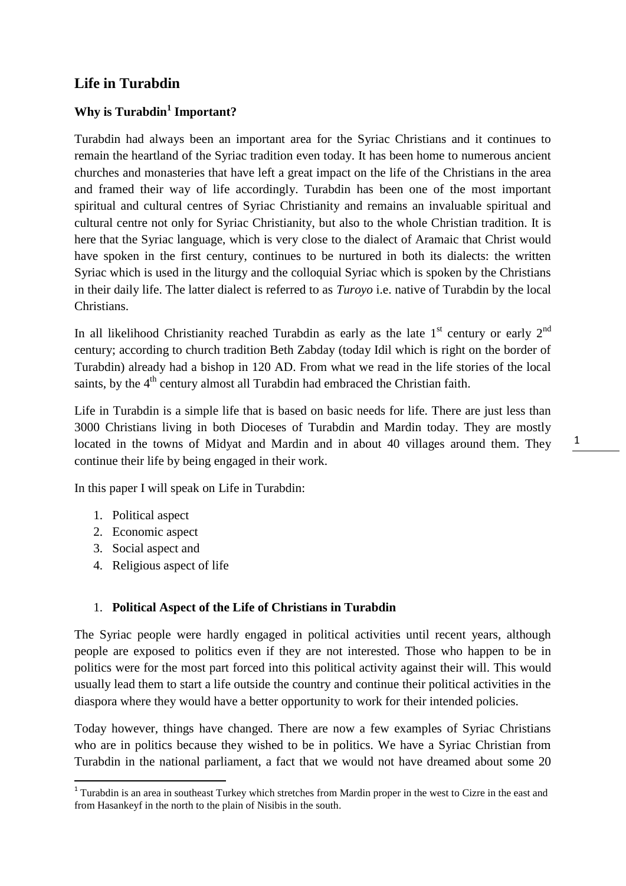# Life in Turabdin

## Why is Turabdin[1] Important?

Turabdin had always been an important area for the Syriac Christians and it continues to remain the heartland of the Syriac tradition even today. It has been home to numerous ancient churches and monasteries that have left a great impact on the life of the Christians in the area and framed their way of life accordingly. Turabdin has been one of the most important spiritual and cultural centres of Syriac Christianity and remains an invaluable spiritual and cultural centre not only for Syriac Christianity, but also to the whole Christian tradition. It is here that the Syriac language, which is very close to the dialect of Aramaic that Christ would have spoken in the first century, continues to be nurtured in both its dialects: the written Syriac which is used in the liturgy and the colloquial Syriac which is spoken by the Christians in their daily life. The latter dialect is referred to as *Turoyo* i.e. native of Turabdin by the local Christians.

In all likelihood Christianity reached Turabdin as early as the late 1st century or early 2nd century; according to church tradition Beth Zabday (today Idil which is right on the border of Turabdin) already had a bishop in 120 AD. From what we read in the life stories of the local saints, by the 4th century almost all Turabdin had embraced the Christian faith.

Life in Turabdin is a simple life that is based on basic needs for life. There are just less than 3000 Christians living in both Dioceses of Turabdin and Mardin today. They are mostly located in the towns of Midyat and Mardin and in about 40 villages around them. They continue their life by being engaged in their work.

In this paper I will speak on Life in Turabdin:

1. Political aspect
2. Economic aspect
3. Social aspect and
4. Religious aspect of life

### 1. Political Aspect of the Life of Christians in Turabdin

The Syriac people were hardly engaged in political activities until recent years, although people are exposed to politics even if they are not interested. Those who happen to be in politics were for the most part forced into this political activity against their will. This would usually lead them to start a life outside the country and continue their political activities in the diaspora where they would have a better opportunity to work for their intended policies.

Today however, things have changed. There are now a few examples of Syriac Christians who are in politics because they wished to be in politics. We have a Syriac Christian from Turabdin in the national parliament, a fact that we would not have dreamed about some 20

[1] Turabdin is an area in southeast Turkey which stretches from Mardin proper in the west to Cizre in the east and from Hasankeyf in the north to the plain of Nisibis in the south.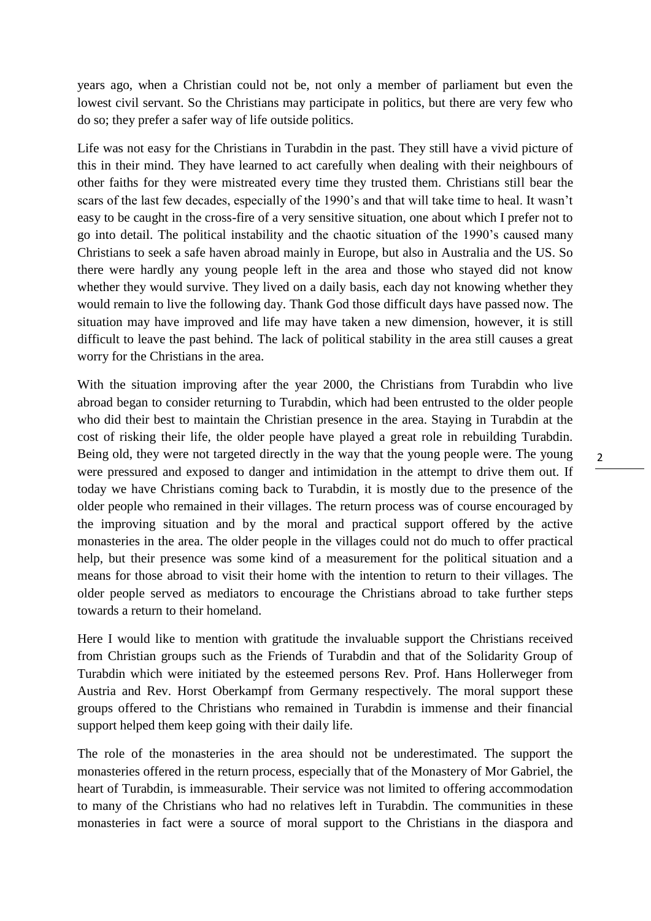years ago, when a Christian could not be, not only a member of parliament but even the lowest civil servant. So the Christians may participate in politics, but there are very few who do so; they prefer a safer way of life outside politics.

Life was not easy for the Christians in Turabdin in the past. They still have a vivid picture of this in their mind. They have learned to act carefully when dealing with their neighbours of other faiths for they were mistreated every time they trusted them. Christians still bear the scars of the last few decades, especially of the 1990's and that will take time to heal. It wasn't easy to be caught in the cross-fire of a very sensitive situation, one about which I prefer not to go into detail. The political instability and the chaotic situation of the 1990's caused many Christians to seek a safe haven abroad mainly in Europe, but also in Australia and the US. So there were hardly any young people left in the area and those who stayed did not know whether they would survive. They lived on a daily basis, each day not knowing whether they would remain to live the following day. Thank God those difficult days have passed now. The situation may have improved and life may have taken a new dimension, however, it is still difficult to leave the past behind. The lack of political stability in the area still causes a great worry for the Christians in the area.

With the situation improving after the year 2000, the Christians from Turabdin who live abroad began to consider returning to Turabdin, which had been entrusted to the older people who did their best to maintain the Christian presence in the area. Staying in Turabdin at the cost of risking their life, the older people have played a great role in rebuilding Turabdin. Being old, they were not targeted directly in the way that the young people were. The young were pressured and exposed to danger and intimidation in the attempt to drive them out. If today we have Christians coming back to Turabdin, it is mostly due to the presence of the older people who remained in their villages. The return process was of course encouraged by the improving situation and by the moral and practical support offered by the active monasteries in the area. The older people in the villages could not do much to offer practical help, but their presence was some kind of a measurement for the political situation and a means for those abroad to visit their home with the intention to return to their villages. The older people served as mediators to encourage the Christians abroad to take further steps towards a return to their homeland.

Here I would like to mention with gratitude the invaluable support the Christians received from Christian groups such as the Friends of Turabdin and that of the Solidarity Group of Turabdin which were initiated by the esteemed persons Rev. Prof. Hans Hollerweger from Austria and Rev. Horst Oberkampf from Germany respectively. The moral support these groups offered to the Christians who remained in Turabdin is immense and their financial support helped them keep going with their daily life.

The role of the monasteries in the area should not be underestimated. The support the monasteries offered in the return process, especially that of the Monastery of Mor Gabriel, the heart of Turabdin, is immeasurable. Their service was not limited to offering accommodation to many of the Christians who had no relatives left in Turabdin. The communities in these monasteries in fact were a source of moral support to the Christians in the diaspora and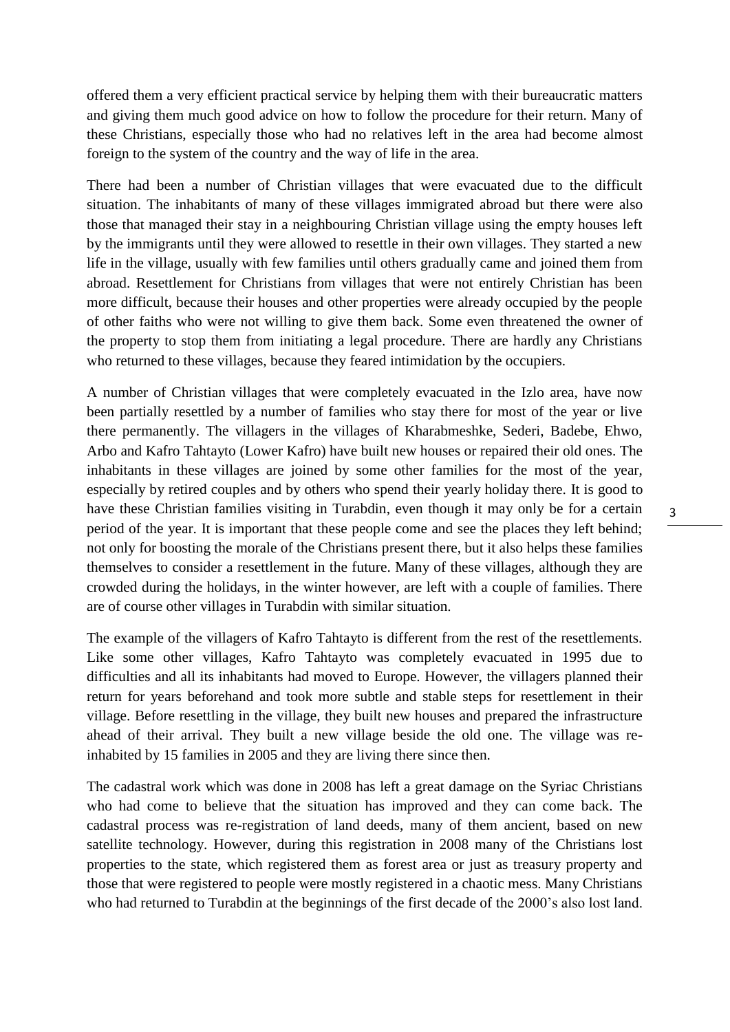offered them a very efficient practical service by helping them with their bureaucratic matters and giving them much good advice on how to follow the procedure for their return. Many of these Christians, especially those who had no relatives left in the area had become almost foreign to the system of the country and the way of life in the area.

There had been a number of Christian villages that were evacuated due to the difficult situation. The inhabitants of many of these villages immigrated abroad but there were also those that managed their stay in a neighbouring Christian village using the empty houses left by the immigrants until they were allowed to resettle in their own villages. They started a new life in the village, usually with few families until others gradually came and joined them from abroad. Resettlement for Christians from villages that were not entirely Christian has been more difficult, because their houses and other properties were already occupied by the people of other faiths who were not willing to give them back. Some even threatened the owner of the property to stop them from initiating a legal procedure. There are hardly any Christians who returned to these villages, because they feared intimidation by the occupiers.

A number of Christian villages that were completely evacuated in the Izlo area, have now been partially resettled by a number of families who stay there for most of the year or live there permanently. The villagers in the villages of Kharabmeshke, Sederi, Badebe, Ehwo, Arbo and Kafro Tahtayto (Lower Kafro) have built new houses or repaired their old ones. The inhabitants in these villages are joined by some other families for the most of the year, especially by retired couples and by others who spend their yearly holiday there. It is good to have these Christian families visiting in Turabdin, even though it may only be for a certain period of the year. It is important that these people come and see the places they left behind; not only for boosting the morale of the Christians present there, but it also helps these families themselves to consider a resettlement in the future. Many of these villages, although they are crowded during the holidays, in the winter however, are left with a couple of families. There are of course other villages in Turabdin with similar situation.

The example of the villagers of Kafro Tahtayto is different from the rest of the resettlements. Like some other villages, Kafro Tahtayto was completely evacuated in 1995 due to difficulties and all its inhabitants had moved to Europe. However, the villagers planned their return for years beforehand and took more subtle and stable steps for resettlement in their village. Before resettling in the village, they built new houses and prepared the infrastructure ahead of their arrival. They built a new village beside the old one. The village was re-inhabited by 15 families in 2005 and they are living there since then.

The cadastral work which was done in 2008 has left a great damage on the Syriac Christians who had come to believe that the situation has improved and they can come back. The cadastral process was re-registration of land deeds, many of them ancient, based on new satellite technology. However, during this registration in 2008 many of the Christians lost properties to the state, which registered them as forest area or just as treasury property and those that were registered to people were mostly registered in a chaotic mess. Many Christians who had returned to Turabdin at the beginnings of the first decade of the 2000's also lost land.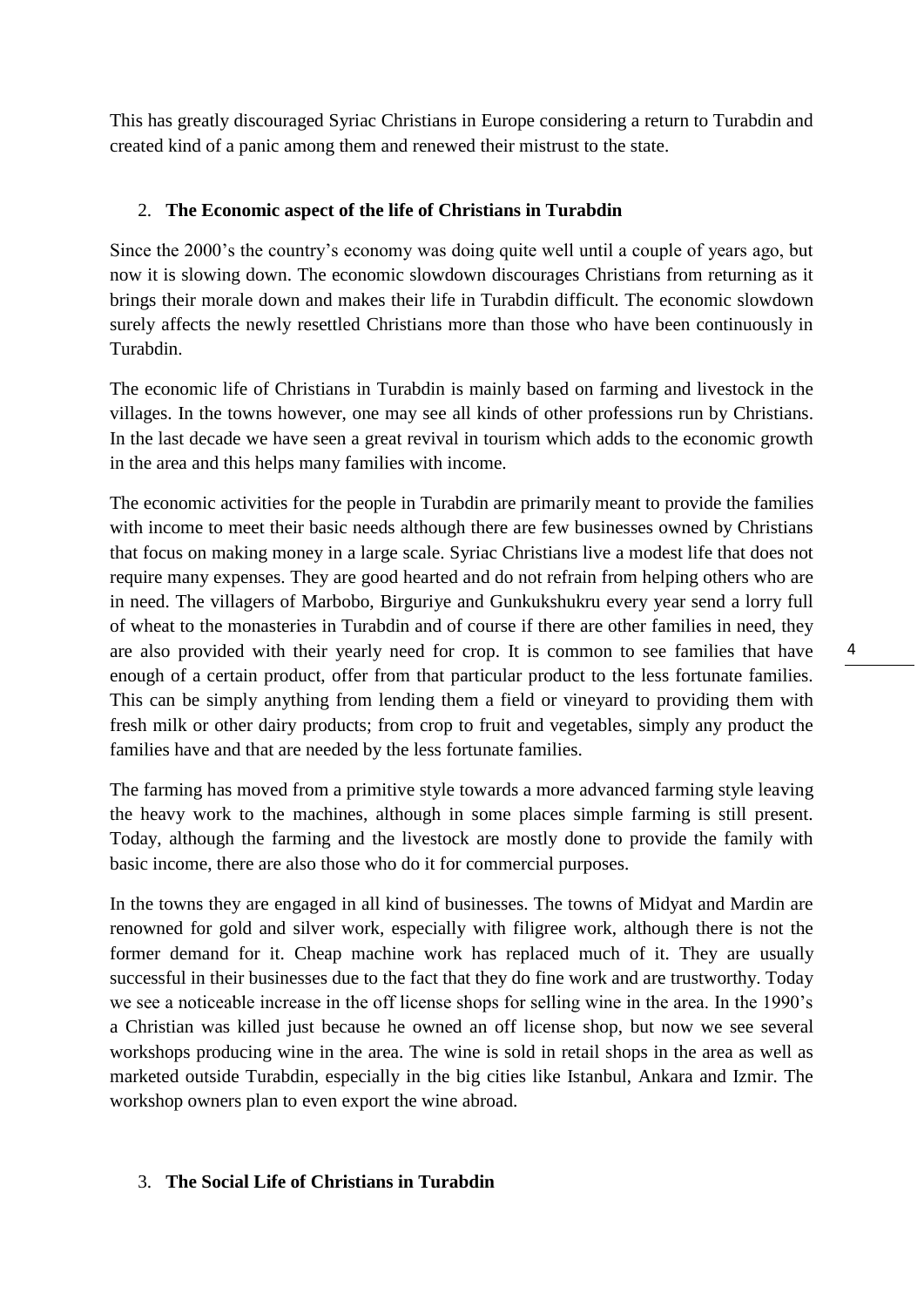This has greatly discouraged Syriac Christians in Europe considering a return to Turabdin and created kind of a panic among them and renewed their mistrust to the state.

2. **The Economic aspect of the life of Christians in Turabdin**

Since the 2000's the country's economy was doing quite well until a couple of years ago, but now it is slowing down. The economic slowdown discourages Christians from returning as it brings their morale down and makes their life in Turabdin difficult. The economic slowdown surely affects the newly resettled Christians more than those who have been continuously in Turabdin.

The economic life of Christians in Turabdin is mainly based on farming and livestock in the villages. In the towns however, one may see all kinds of other professions run by Christians. In the last decade we have seen a great revival in tourism which adds to the economic growth in the area and this helps many families with income.

The economic activities for the people in Turabdin are primarily meant to provide the families with income to meet their basic needs although there are few businesses owned by Christians that focus on making money in a large scale. Syriac Christians live a modest life that does not require many expenses. They are good hearted and do not refrain from helping others who are in need. The villagers of Marbobo, Birguriye and Gunkukshukru every year send a lorry full of wheat to the monasteries in Turabdin and of course if there are other families in need, they are also provided with their yearly need for crop. It is common to see families that have enough of a certain product, offer from that particular product to the less fortunate families. This can be simply anything from lending them a field or vineyard to providing them with fresh milk or other dairy products; from crop to fruit and vegetables, simply any product the families have and that are needed by the less fortunate families.

The farming has moved from a primitive style towards a more advanced farming style leaving the heavy work to the machines, although in some places simple farming is still present. Today, although the farming and the livestock are mostly done to provide the family with basic income, there are also those who do it for commercial purposes.

In the towns they are engaged in all kind of businesses. The towns of Midyat and Mardin are renowned for gold and silver work, especially with filigree work, although there is not the former demand for it. Cheap machine work has replaced much of it. They are usually successful in their businesses due to the fact that they do fine work and are trustworthy. Today we see a noticeable increase in the off license shops for selling wine in the area. In the 1990's a Christian was killed just because he owned an off license shop, but now we see several workshops producing wine in the area. The wine is sold in retail shops in the area as well as marketed outside Turabdin, especially in the big cities like Istanbul, Ankara and Izmir. The workshop owners plan to even export the wine abroad.

3. **The Social Life of Christians in Turabdin**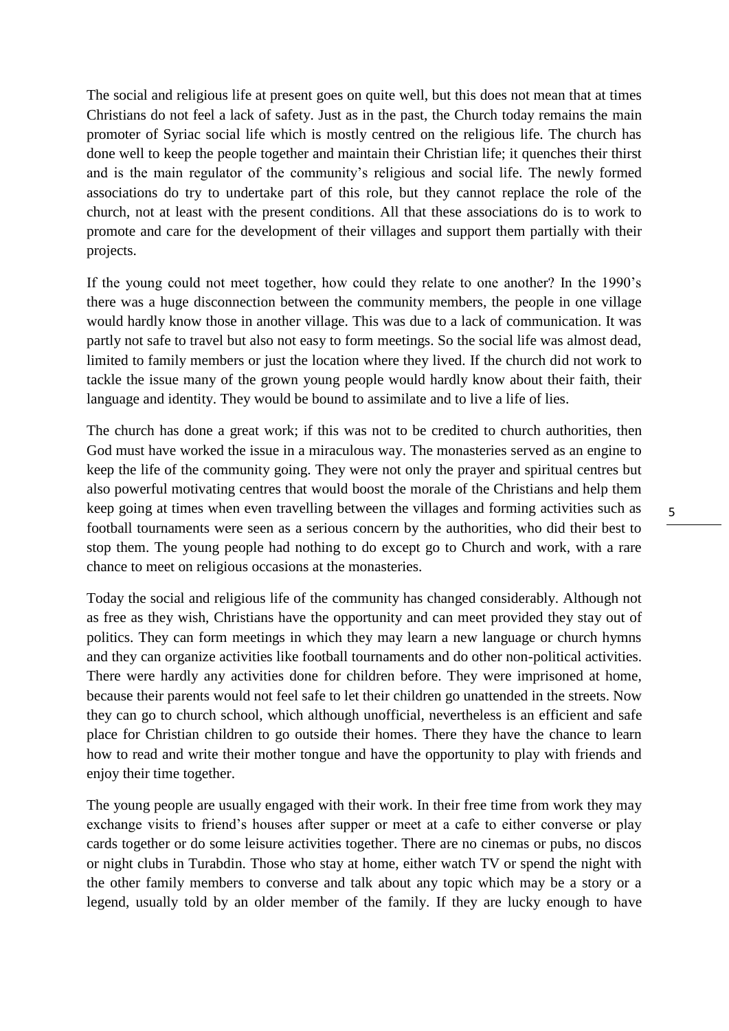The social and religious life at present goes on quite well, but this does not mean that at times Christians do not feel a lack of safety. Just as in the past, the Church today remains the main promoter of Syriac social life which is mostly centred on the religious life. The church has done well to keep the people together and maintain their Christian life; it quenches their thirst and is the main regulator of the community's religious and social life. The newly formed associations do try to undertake part of this role, but they cannot replace the role of the church, not at least with the present conditions. All that these associations do is to work to promote and care for the development of their villages and support them partially with their projects.

If the young could not meet together, how could they relate to one another? In the 1990's there was a huge disconnection between the community members, the people in one village would hardly know those in another village. This was due to a lack of communication. It was partly not safe to travel but also not easy to form meetings. So the social life was almost dead, limited to family members or just the location where they lived. If the church did not work to tackle the issue many of the grown young people would hardly know about their faith, their language and identity. They would be bound to assimilate and to live a life of lies.

The church has done a great work; if this was not to be credited to church authorities, then God must have worked the issue in a miraculous way. The monasteries served as an engine to keep the life of the community going. They were not only the prayer and spiritual centres but also powerful motivating centres that would boost the morale of the Christians and help them keep going at times when even travelling between the villages and forming activities such as football tournaments were seen as a serious concern by the authorities, who did their best to stop them. The young people had nothing to do except go to Church and work, with a rare chance to meet on religious occasions at the monasteries.

Today the social and religious life of the community has changed considerably. Although not as free as they wish, Christians have the opportunity and can meet provided they stay out of politics. They can form meetings in which they may learn a new language or church hymns and they can organize activities like football tournaments and do other non-political activities. There were hardly any activities done for children before. They were imprisoned at home, because their parents would not feel safe to let their children go unattended in the streets. Now they can go to church school, which although unofficial, nevertheless is an efficient and safe place for Christian children to go outside their homes. There they have the chance to learn how to read and write their mother tongue and have the opportunity to play with friends and enjoy their time together.

The young people are usually engaged with their work. In their free time from work they may exchange visits to friend's houses after supper or meet at a cafe to either converse or play cards together or do some leisure activities together. There are no cinemas or pubs, no discos or night clubs in Turabdin. Those who stay at home, either watch TV or spend the night with the other family members to converse and talk about any topic which may be a story or a legend, usually told by an older member of the family. If they are lucky enough to have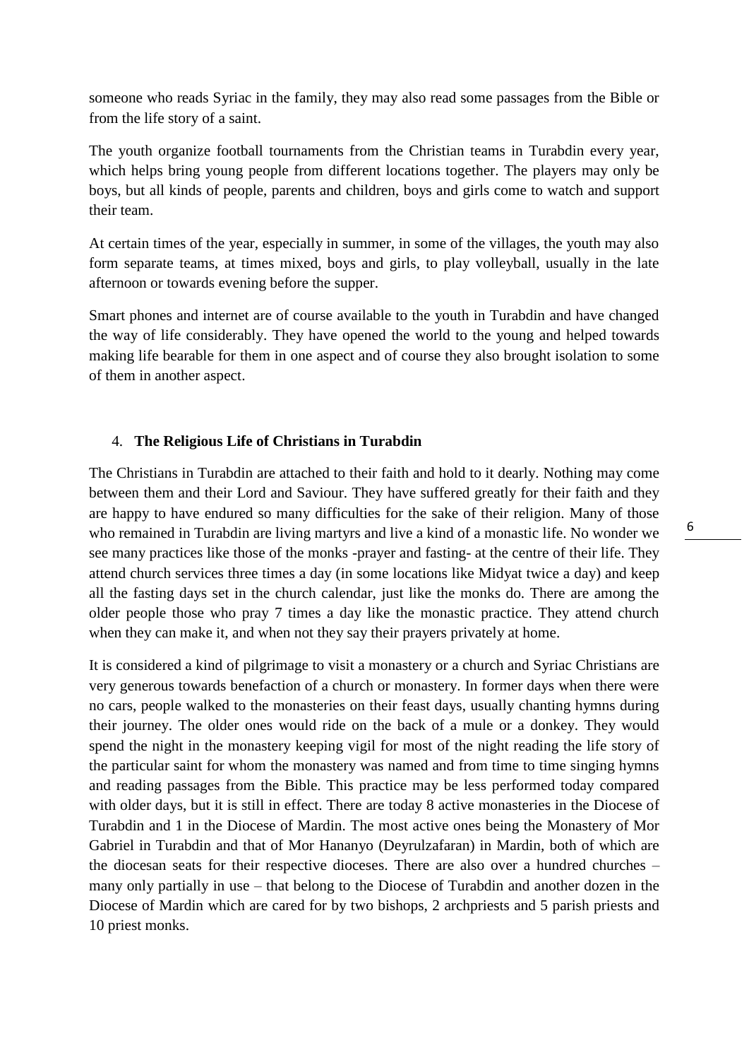someone who reads Syriac in the family, they may also read some passages from the Bible or from the life story of a saint.

The youth organize football tournaments from the Christian teams in Turabdin every year, which helps bring young people from different locations together. The players may only be boys, but all kinds of people, parents and children, boys and girls come to watch and support their team.

At certain times of the year, especially in summer, in some of the villages, the youth may also form separate teams, at times mixed, boys and girls, to play volleyball, usually in the late afternoon or towards evening before the supper.

Smart phones and internet are of course available to the youth in Turabdin and have changed the way of life considerably. They have opened the world to the young and helped towards making life bearable for them in one aspect and of course they also brought isolation to some of them in another aspect.

## 4. **The Religious Life of Christians in Turabdin**

The Christians in Turabdin are attached to their faith and hold to it dearly. Nothing may come between them and their Lord and Saviour. They have suffered greatly for their faith and they are happy to have endured so many difficulties for the sake of their religion. Many of those who remained in Turabdin are living martyrs and live a kind of a monastic life. No wonder we see many practices like those of the monks -prayer and fasting- at the centre of their life. They attend church services three times a day (in some locations like Midyat twice a day) and keep all the fasting days set in the church calendar, just like the monks do. There are among the older people those who pray 7 times a day like the monastic practice. They attend church when they can make it, and when not they say their prayers privately at home.

It is considered a kind of pilgrimage to visit a monastery or a church and Syriac Christians are very generous towards benefaction of a church or monastery. In former days when there were no cars, people walked to the monasteries on their feast days, usually chanting hymns during their journey. The older ones would ride on the back of a mule or a donkey. They would spend the night in the monastery keeping vigil for most of the night reading the life story of the particular saint for whom the monastery was named and from time to time singing hymns and reading passages from the Bible. This practice may be less performed today compared with older days, but it is still in effect. There are today 8 active monasteries in the Diocese of Turabdin and 1 in the Diocese of Mardin. The most active ones being the Monastery of Mor Gabriel in Turabdin and that of Mor Hananyo (Deyrulzafaran) in Mardin, both of which are the diocesan seats for their respective dioceses. There are also over a hundred churches – many only partially in use – that belong to the Diocese of Turabdin and another dozen in the Diocese of Mardin which are cared for by two bishops, 2 archpriests and 5 parish priests and 10 priest monks.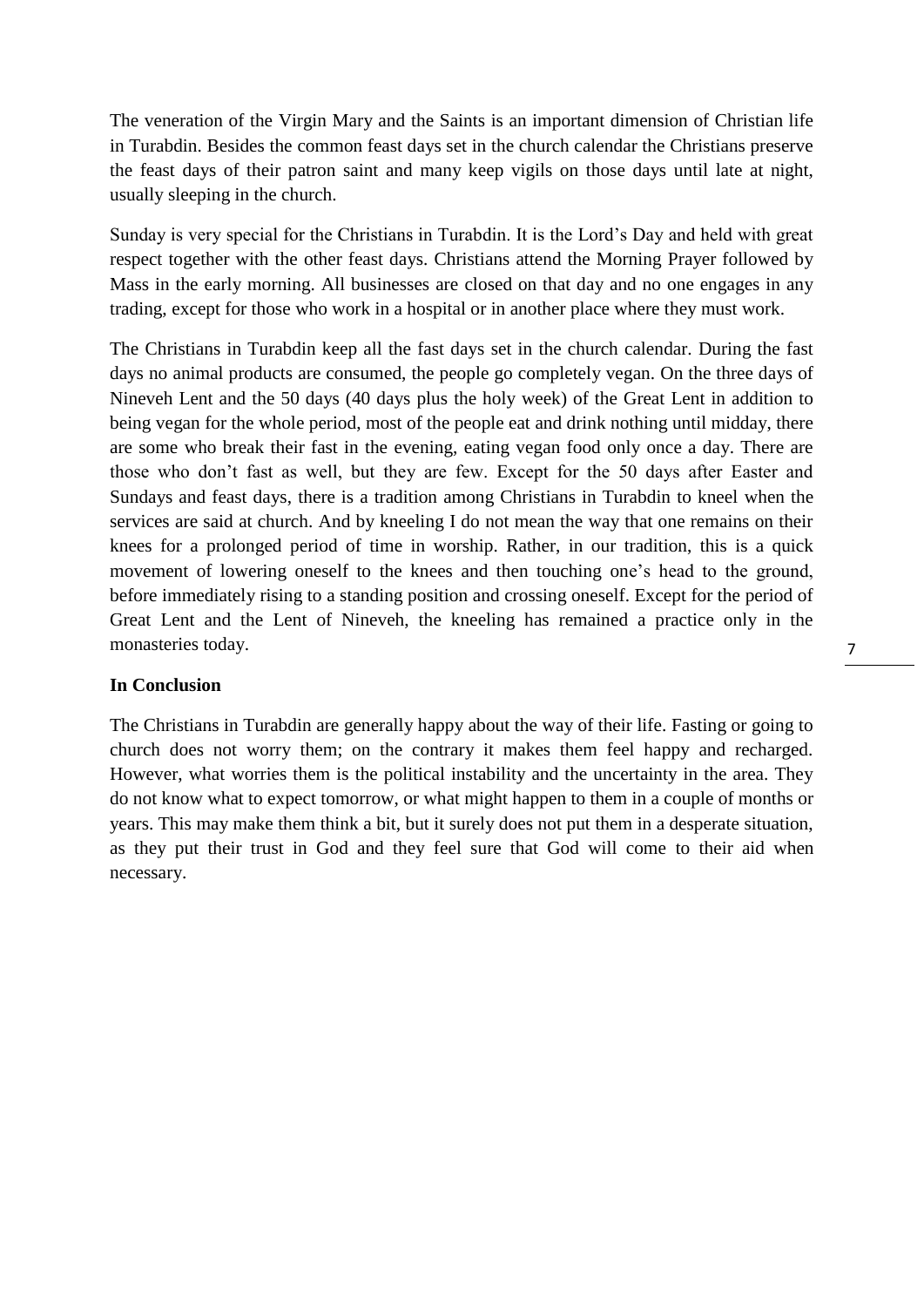The veneration of the Virgin Mary and the Saints is an important dimension of Christian life in Turabdin. Besides the common feast days set in the church calendar the Christians preserve the feast days of their patron saint and many keep vigils on those days until late at night, usually sleeping in the church.

Sunday is very special for the Christians in Turabdin. It is the Lord's Day and held with great respect together with the other feast days. Christians attend the Morning Prayer followed by Mass in the early morning. All businesses are closed on that day and no one engages in any trading, except for those who work in a hospital or in another place where they must work.

The Christians in Turabdin keep all the fast days set in the church calendar. During the fast days no animal products are consumed, the people go completely vegan. On the three days of Nineveh Lent and the 50 days (40 days plus the holy week) of the Great Lent in addition to being vegan for the whole period, most of the people eat and drink nothing until midday, there are some who break their fast in the evening, eating vegan food only once a day. There are those who don't fast as well, but they are few. Except for the 50 days after Easter and Sundays and feast days, there is a tradition among Christians in Turabdin to kneel when the services are said at church. And by kneeling I do not mean the way that one remains on their knees for a prolonged period of time in worship. Rather, in our tradition, this is a quick movement of lowering oneself to the knees and then touching one's head to the ground, before immediately rising to a standing position and crossing oneself. Except for the period of Great Lent and the Lent of Nineveh, the kneeling has remained a practice only in the monasteries today.

**In Conclusion**

The Christians in Turabdin are generally happy about the way of their life. Fasting or going to church does not worry them; on the contrary it makes them feel happy and recharged. However, what worries them is the political instability and the uncertainty in the area. They do not know what to expect tomorrow, or what might happen to them in a couple of months or years. This may make them think a bit, but it surely does not put them in a desperate situation, as they put their trust in God and they feel sure that God will come to their aid when necessary.